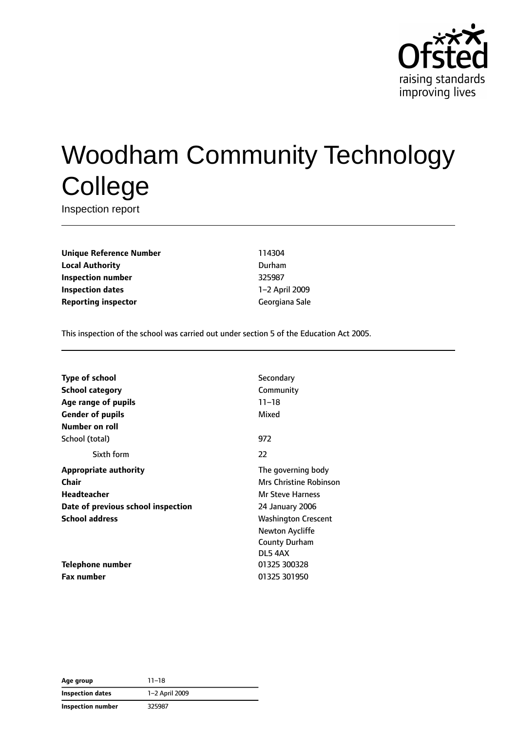# Woodham Community Technology College

Inspection report

| | |
|---|---|
| **Unique Reference Number** | 114304 |
| **Local Authority** | Durham |
| **Inspection number** | 325987 |
| **Inspection dates** | 1–2 April 2009 |
| **Reporting inspector** | Georgiana Sale |

This inspection of the school was carried out under section 5 of the Education Act 2005.

| | |
|---|---|
| **Type of school** | Secondary |
| **School category** | Community |
| **Age range of pupils** | 11–18 |
| **Gender of pupils** | Mixed |
| **Number on roll** | |
| School (total) | 972 |
| Sixth form | 22 |
| **Appropriate authority** | The governing body |
| **Chair** | Mrs Christine Robinson |
| **Headteacher** | Mr Steve Harness |
| **Date of previous school inspection** | 24 January 2006 |
| **School address** | Washington Crescent<br>Newton Aycliffe<br>County Durham<br>DL5 4AX |
| **Telephone number** | 01325 300328 |
| **Fax number** | 01325 301950 |

| | |
|---|---|
| **Age group** | 11–18 |
| **Inspection dates** | 1–2 April 2009 |
| **Inspection number** | 325987 |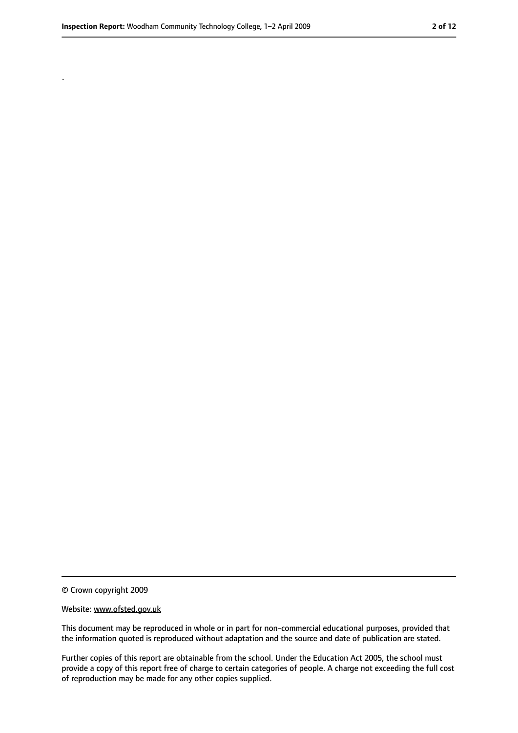.

© Crown copyright 2009

Website: www.ofsted.gov.uk

This document may be reproduced in whole or in part for non-commercial educational purposes, provided that the information quoted is reproduced without adaptation and the source and date of publication are stated.

Further copies of this report are obtainable from the school. Under the Education Act 2005, the school must provide a copy of this report free of charge to certain categories of people. A charge not exceeding the full cost of reproduction may be made for any other copies supplied.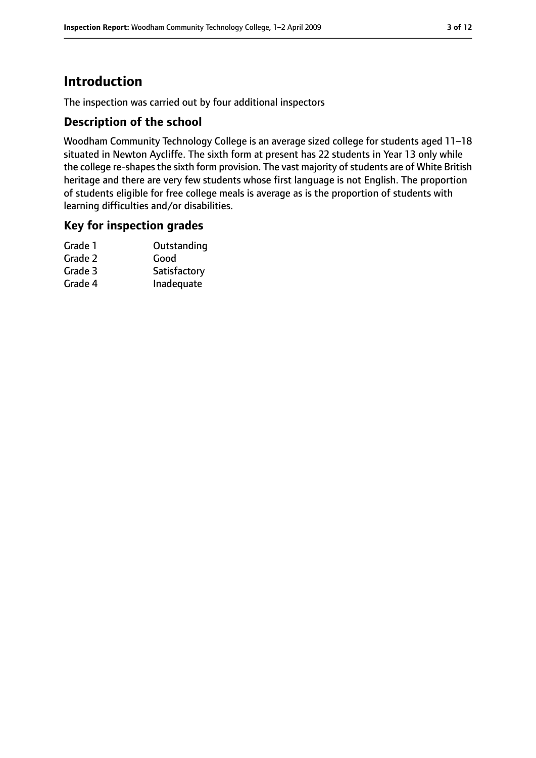# Introduction

The inspection was carried out by four additional inspectors

## Description of the school

Woodham Community Technology College is an average sized college for students aged 11–18 situated in Newton Aycliffe. The sixth form at present has 22 students in Year 13 only while the college re-shapes the sixth form provision. The vast majority of students are of White British heritage and there are very few students whose first language is not English. The proportion of students eligible for free college meals is average as is the proportion of students with learning difficulties and/or disabilities.

## Key for inspection grades

| | |
|---|---|
| Grade 1 | Outstanding |
| Grade 2 | Good |
| Grade 3 | Satisfactory |
| Grade 4 | Inadequate |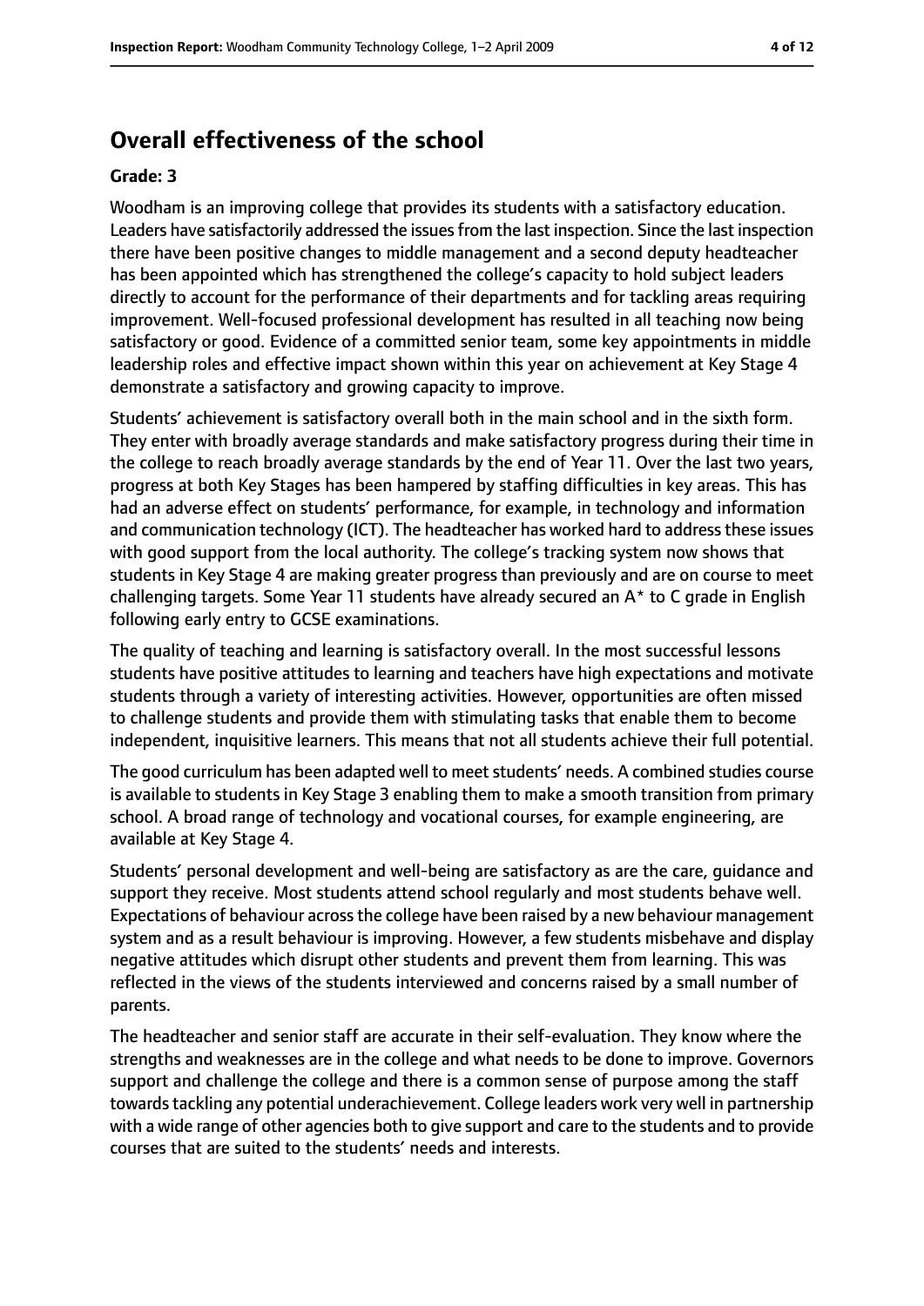## Overall effectiveness of the school

**Grade: 3**

Woodham is an improving college that provides its students with a satisfactory education. Leaders have satisfactorily addressed the issues from the last inspection. Since the last inspection there have been positive changes to middle management and a second deputy headteacher has been appointed which has strengthened the college's capacity to hold subject leaders directly to account for the performance of their departments and for tackling areas requiring improvement. Well-focused professional development has resulted in all teaching now being satisfactory or good. Evidence of a committed senior team, some key appointments in middle leadership roles and effective impact shown within this year on achievement at Key Stage 4 demonstrate a satisfactory and growing capacity to improve.

Students' achievement is satisfactory overall both in the main school and in the sixth form. They enter with broadly average standards and make satisfactory progress during their time in the college to reach broadly average standards by the end of Year 11. Over the last two years, progress at both Key Stages has been hampered by staffing difficulties in key areas. This has had an adverse effect on students' performance, for example, in technology and information and communication technology (ICT). The headteacher has worked hard to address these issues with good support from the local authority. The college's tracking system now shows that students in Key Stage 4 are making greater progress than previously and are on course to meet challenging targets. Some Year 11 students have already secured an A* to C grade in English following early entry to GCSE examinations.

The quality of teaching and learning is satisfactory overall. In the most successful lessons students have positive attitudes to learning and teachers have high expectations and motivate students through a variety of interesting activities. However, opportunities are often missed to challenge students and provide them with stimulating tasks that enable them to become independent, inquisitive learners. This means that not all students achieve their full potential.

The good curriculum has been adapted well to meet students' needs. A combined studies course is available to students in Key Stage 3 enabling them to make a smooth transition from primary school. A broad range of technology and vocational courses, for example engineering, are available at Key Stage 4.

Students' personal development and well-being are satisfactory as are the care, guidance and support they receive. Most students attend school regularly and most students behave well. Expectations of behaviour across the college have been raised by a new behaviour management system and as a result behaviour is improving. However, a few students misbehave and display negative attitudes which disrupt other students and prevent them from learning. This was reflected in the views of the students interviewed and concerns raised by a small number of parents.

The headteacher and senior staff are accurate in their self-evaluation. They know where the strengths and weaknesses are in the college and what needs to be done to improve. Governors support and challenge the college and there is a common sense of purpose among the staff towards tackling any potential underachievement. College leaders work very well in partnership with a wide range of other agencies both to give support and care to the students and to provide courses that are suited to the students' needs and interests.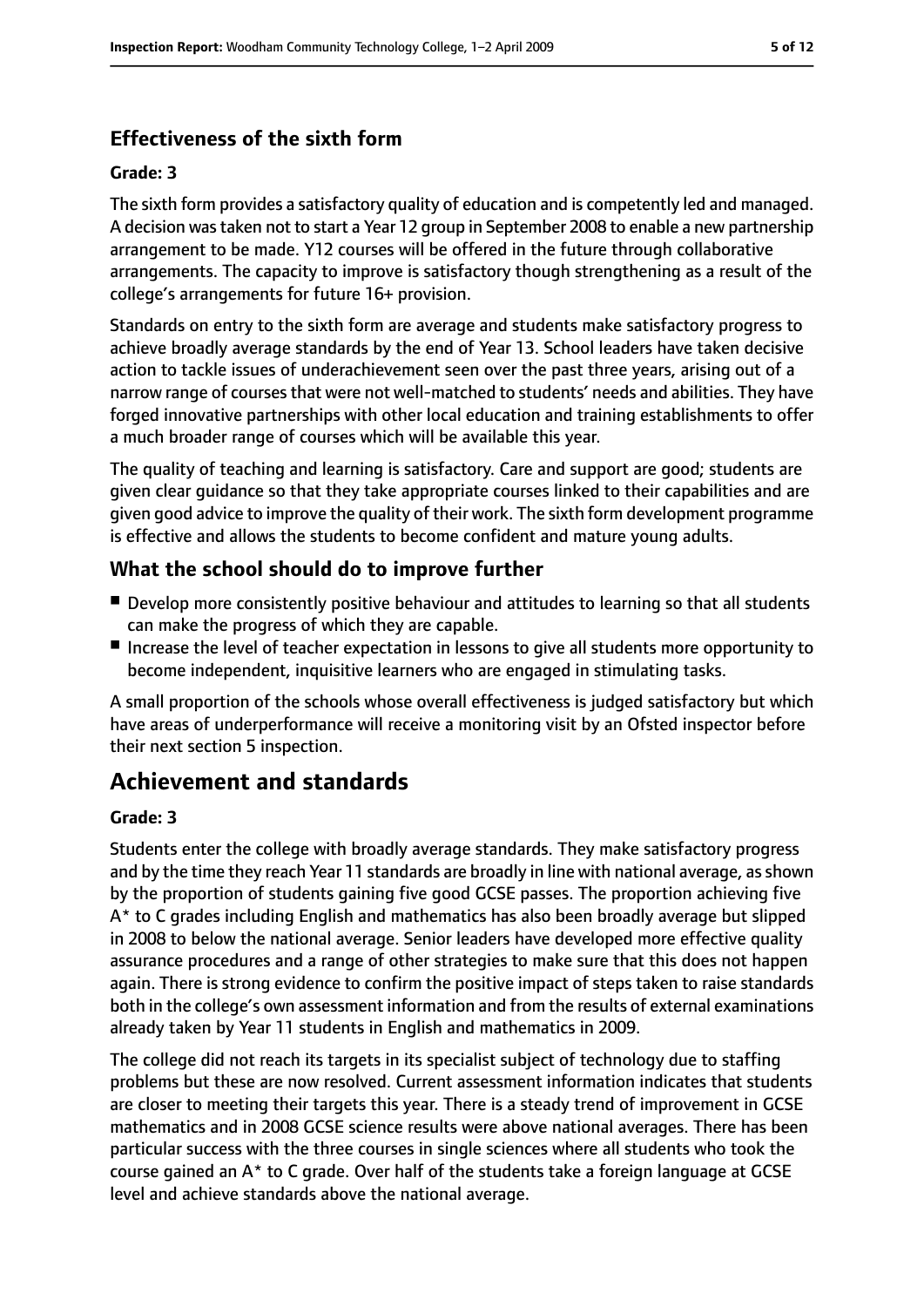### Effectiveness of the sixth form

#### Grade: 3

The sixth form provides a satisfactory quality of education and is competently led and managed. A decision was taken not to start a Year 12 group in September 2008 to enable a new partnership arrangement to be made. Y12 courses will be offered in the future through collaborative arrangements. The capacity to improve is satisfactory though strengthening as a result of the college's arrangements for future 16+ provision.

Standards on entry to the sixth form are average and students make satisfactory progress to achieve broadly average standards by the end of Year 13. School leaders have taken decisive action to tackle issues of underachievement seen over the past three years, arising out of a narrow range of courses that were not well-matched to students' needs and abilities. They have forged innovative partnerships with other local education and training establishments to offer a much broader range of courses which will be available this year.

The quality of teaching and learning is satisfactory. Care and support are good; students are given clear guidance so that they take appropriate courses linked to their capabilities and are given good advice to improve the quality of their work. The sixth form development programme is effective and allows the students to become confident and mature young adults.

### What the school should do to improve further

- Develop more consistently positive behaviour and attitudes to learning so that all students can make the progress of which they are capable.
- Increase the level of teacher expectation in lessons to give all students more opportunity to become independent, inquisitive learners who are engaged in stimulating tasks.

A small proportion of the schools whose overall effectiveness is judged satisfactory but which have areas of underperformance will receive a monitoring visit by an Ofsted inspector before their next section 5 inspection.

## Achievement and standards

#### Grade: 3

Students enter the college with broadly average standards. They make satisfactory progress and by the time they reach Year 11 standards are broadly in line with national average, as shown by the proportion of students gaining five good GCSE passes. The proportion achieving five A* to C grades including English and mathematics has also been broadly average but slipped in 2008 to below the national average. Senior leaders have developed more effective quality assurance procedures and a range of other strategies to make sure that this does not happen again. There is strong evidence to confirm the positive impact of steps taken to raise standards both in the college's own assessment information and from the results of external examinations already taken by Year 11 students in English and mathematics in 2009.

The college did not reach its targets in its specialist subject of technology due to staffing problems but these are now resolved. Current assessment information indicates that students are closer to meeting their targets this year. There is a steady trend of improvement in GCSE mathematics and in 2008 GCSE science results were above national averages. There has been particular success with the three courses in single sciences where all students who took the course gained an A* to C grade. Over half of the students take a foreign language at GCSE level and achieve standards above the national average.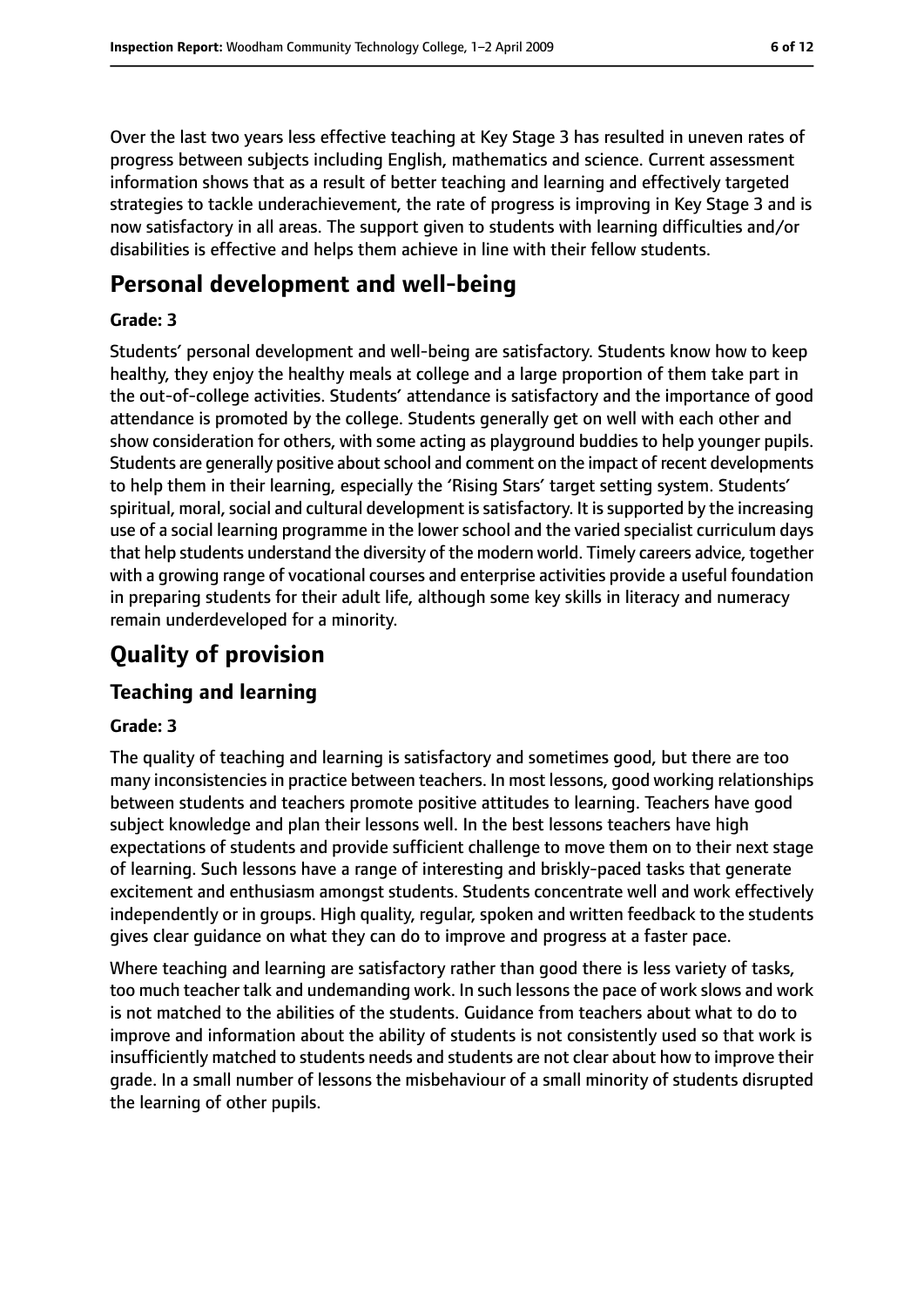Over the last two years less effective teaching at Key Stage 3 has resulted in uneven rates of progress between subjects including English, mathematics and science. Current assessment information shows that as a result of better teaching and learning and effectively targeted strategies to tackle underachievement, the rate of progress is improving in Key Stage 3 and is now satisfactory in all areas. The support given to students with learning difficulties and/or disabilities is effective and helps them achieve in line with their fellow students.

## Personal development and well-being

**Grade: 3**

Students' personal development and well-being are satisfactory. Students know how to keep healthy, they enjoy the healthy meals at college and a large proportion of them take part in the out-of-college activities. Students' attendance is satisfactory and the importance of good attendance is promoted by the college. Students generally get on well with each other and show consideration for others, with some acting as playground buddies to help younger pupils. Students are generally positive about school and comment on the impact of recent developments to help them in their learning, especially the 'Rising Stars' target setting system. Students' spiritual, moral, social and cultural development is satisfactory. It is supported by the increasing use of a social learning programme in the lower school and the varied specialist curriculum days that help students understand the diversity of the modern world. Timely careers advice, together with a growing range of vocational courses and enterprise activities provide a useful foundation in preparing students for their adult life, although some key skills in literacy and numeracy remain underdeveloped for a minority.

# Quality of provision

## Teaching and learning

**Grade: 3**

The quality of teaching and learning is satisfactory and sometimes good, but there are too many inconsistencies in practice between teachers. In most lessons, good working relationships between students and teachers promote positive attitudes to learning. Teachers have good subject knowledge and plan their lessons well. In the best lessons teachers have high expectations of students and provide sufficient challenge to move them on to their next stage of learning. Such lessons have a range of interesting and briskly-paced tasks that generate excitement and enthusiasm amongst students. Students concentrate well and work effectively independently or in groups. High quality, regular, spoken and written feedback to the students gives clear guidance on what they can do to improve and progress at a faster pace.

Where teaching and learning are satisfactory rather than good there is less variety of tasks, too much teacher talk and undemanding work. In such lessons the pace of work slows and work is not matched to the abilities of the students. Guidance from teachers about what to do to improve and information about the ability of students is not consistently used so that work is insufficiently matched to students needs and students are not clear about how to improve their grade. In a small number of lessons the misbehaviour of a small minority of students disrupted the learning of other pupils.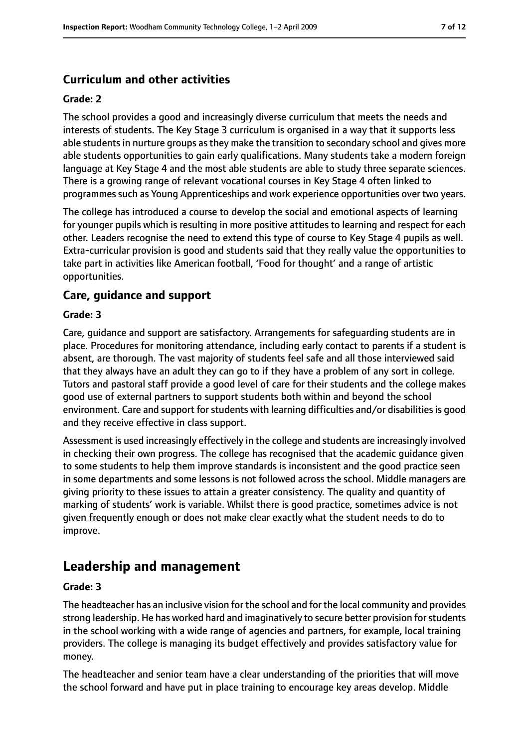### Curriculum and other activities

#### Grade: 2

The school provides a good and increasingly diverse curriculum that meets the needs and interests of students. The Key Stage 3 curriculum is organised in a way that it supports less able students in nurture groups as they make the transition to secondary school and gives more able students opportunities to gain early qualifications. Many students take a modern foreign language at Key Stage 4 and the most able students are able to study three separate sciences. There is a growing range of relevant vocational courses in Key Stage 4 often linked to programmes such as Young Apprenticeships and work experience opportunities over two years.

The college has introduced a course to develop the social and emotional aspects of learning for younger pupils which is resulting in more positive attitudes to learning and respect for each other. Leaders recognise the need to extend this type of course to Key Stage 4 pupils as well. Extra-curricular provision is good and students said that they really value the opportunities to take part in activities like American football, 'Food for thought' and a range of artistic opportunities.

### Care, guidance and support

#### Grade: 3

Care, guidance and support are satisfactory. Arrangements for safeguarding students are in place. Procedures for monitoring attendance, including early contact to parents if a student is absent, are thorough. The vast majority of students feel safe and all those interviewed said that they always have an adult they can go to if they have a problem of any sort in college. Tutors and pastoral staff provide a good level of care for their students and the college makes good use of external partners to support students both within and beyond the school environment. Care and support for students with learning difficulties and/or disabilities is good and they receive effective in class support.

Assessment is used increasingly effectively in the college and students are increasingly involved in checking their own progress. The college has recognised that the academic guidance given to some students to help them improve standards is inconsistent and the good practice seen in some departments and some lessons is not followed across the school. Middle managers are giving priority to these issues to attain a greater consistency. The quality and quantity of marking of students' work is variable. Whilst there is good practice, sometimes advice is not given frequently enough or does not make clear exactly what the student needs to do to improve.

## Leadership and management

#### Grade: 3

The headteacher has an inclusive vision for the school and for the local community and provides strong leadership. He has worked hard and imaginatively to secure better provision for students in the school working with a wide range of agencies and partners, for example, local training providers. The college is managing its budget effectively and provides satisfactory value for money.

The headteacher and senior team have a clear understanding of the priorities that will move the school forward and have put in place training to encourage key areas develop. Middle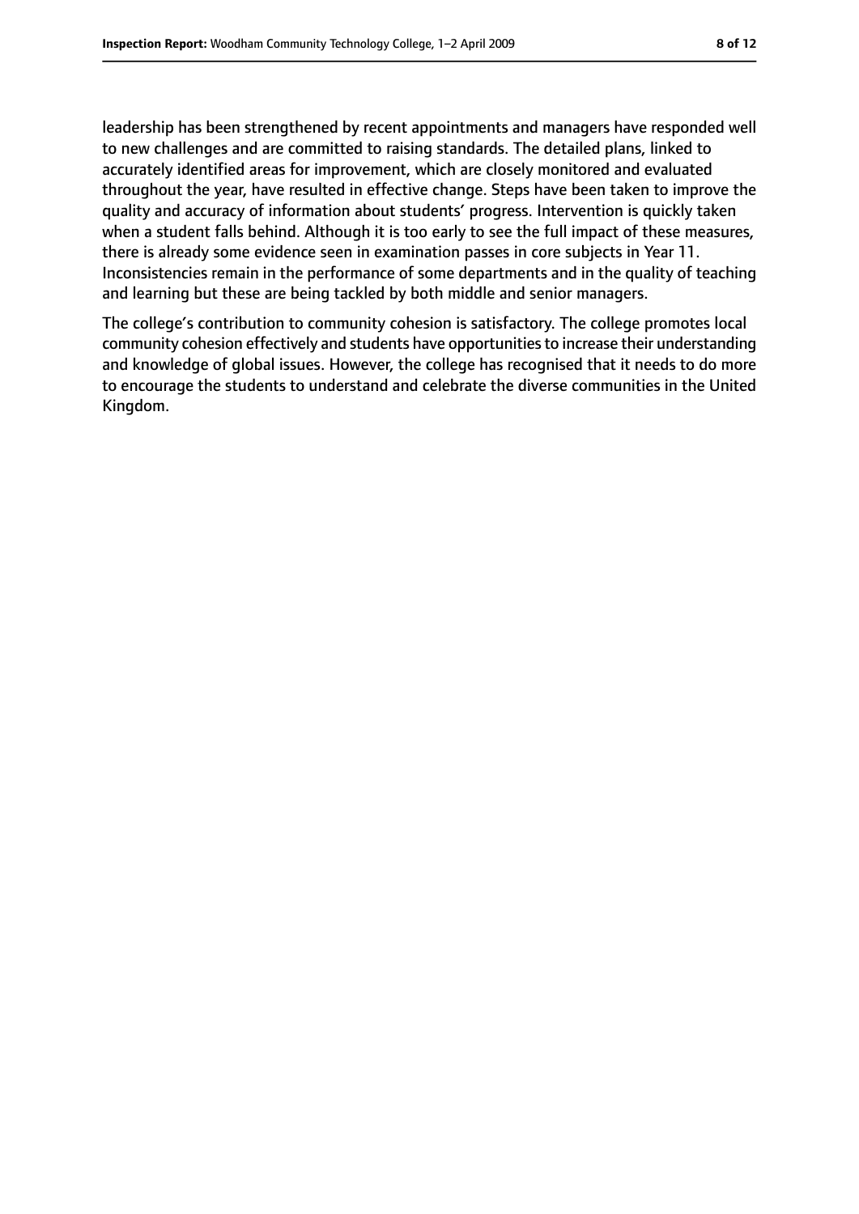leadership has been strengthened by recent appointments and managers have responded well to new challenges and are committed to raising standards. The detailed plans, linked to accurately identified areas for improvement, which are closely monitored and evaluated throughout the year, have resulted in effective change. Steps have been taken to improve the quality and accuracy of information about students' progress. Intervention is quickly taken when a student falls behind. Although it is too early to see the full impact of these measures, there is already some evidence seen in examination passes in core subjects in Year 11. Inconsistencies remain in the performance of some departments and in the quality of teaching and learning but these are being tackled by both middle and senior managers.

The college's contribution to community cohesion is satisfactory. The college promotes local community cohesion effectively and students have opportunities to increase their understanding and knowledge of global issues. However, the college has recognised that it needs to do more to encourage the students to understand and celebrate the diverse communities in the United Kingdom.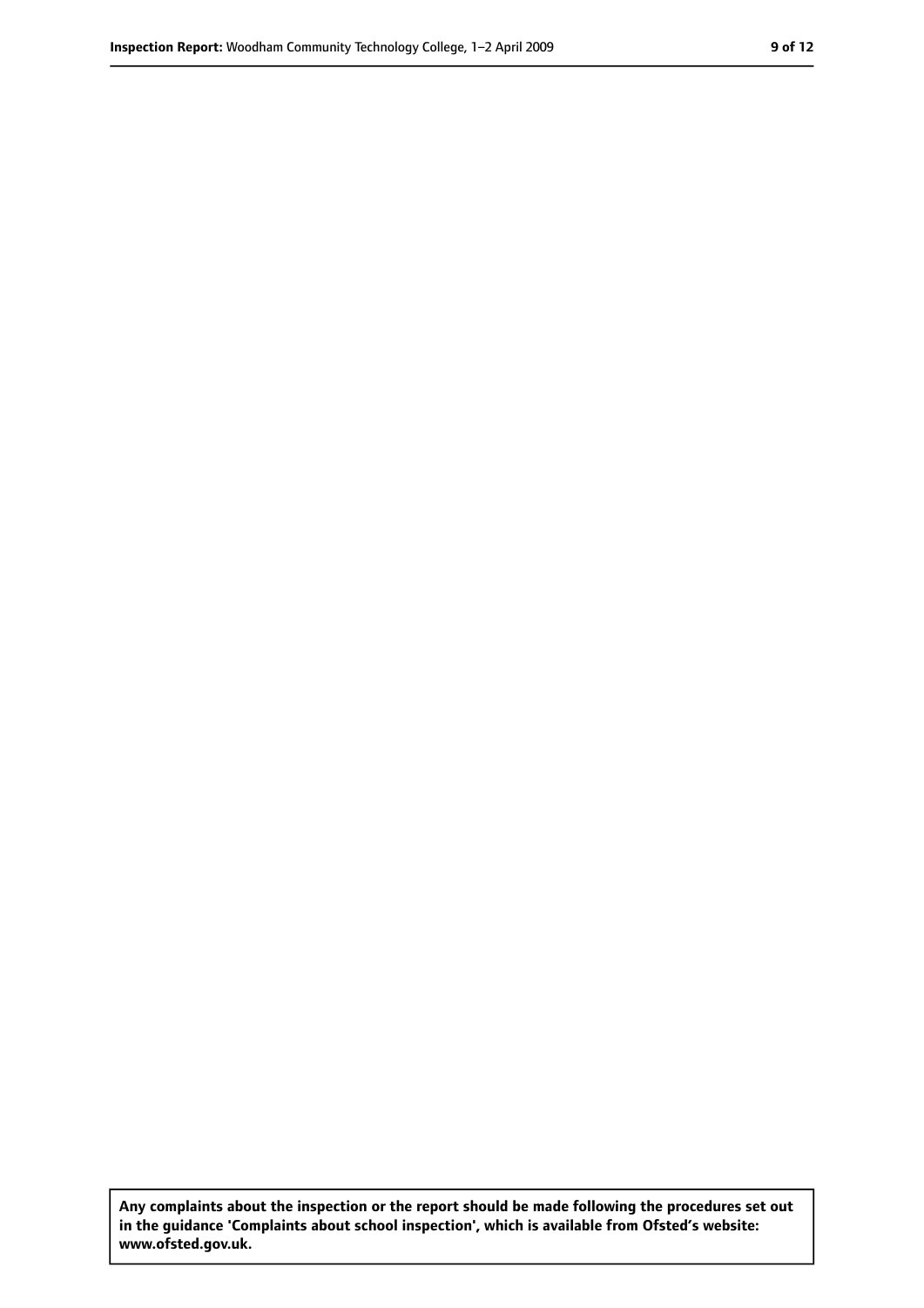**Any complaints about the inspection or the report should be made following the procedures set out in the guidance 'Complaints about school inspection', which is available from Ofsted's website: www.ofsted.gov.uk.**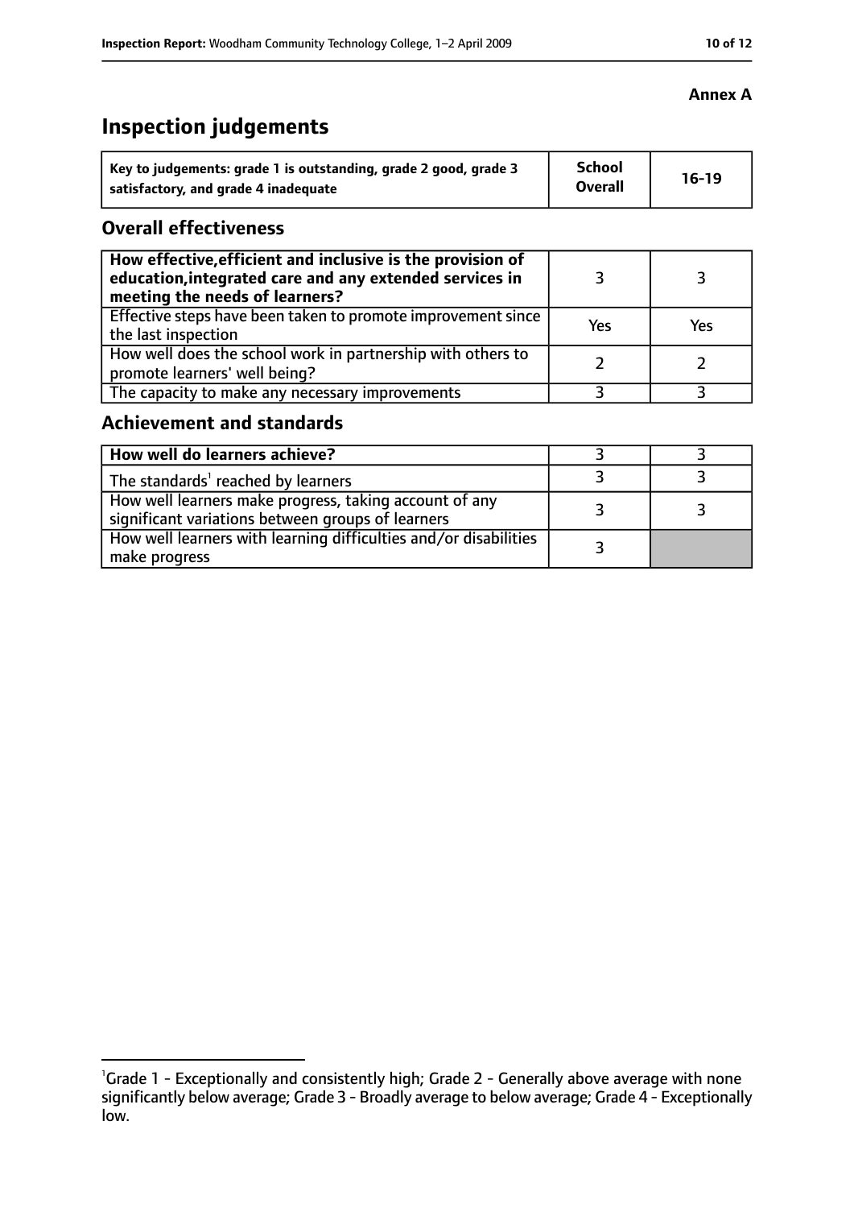**Annex A**

# Inspection judgements

| Key to judgements: grade 1 is outstanding, grade 2 good, grade 3 satisfactory, and grade 4 inadequate | School Overall | 16-19 |
|---|---|---|

## Overall effectiveness

| How effective,efficient and inclusive is the provision of education,integrated care and any extended services in meeting the needs of learners? | 3 | 3 |
|---|---|---|
| Effective steps have been taken to promote improvement since the last inspection | Yes | Yes |
| How well does the school work in partnership with others to promote learners' well being? | 2 | 2 |
| The capacity to make any necessary improvements | 3 | 3 |

## Achievement and standards

| How well do learners achieve? | 3 | 3 |
|---|---|---|
| The standards[1] reached by learners | 3 | 3 |
| How well learners make progress, taking account of any significant variations between groups of learners | 3 | 3 |
| How well learners with learning difficulties and/or disabilities make progress | 3 | |

[1]Grade 1 - Exceptionally and consistently high; Grade 2 - Generally above average with none significantly below average; Grade 3 - Broadly average to below average; Grade 4 - Exceptionally low.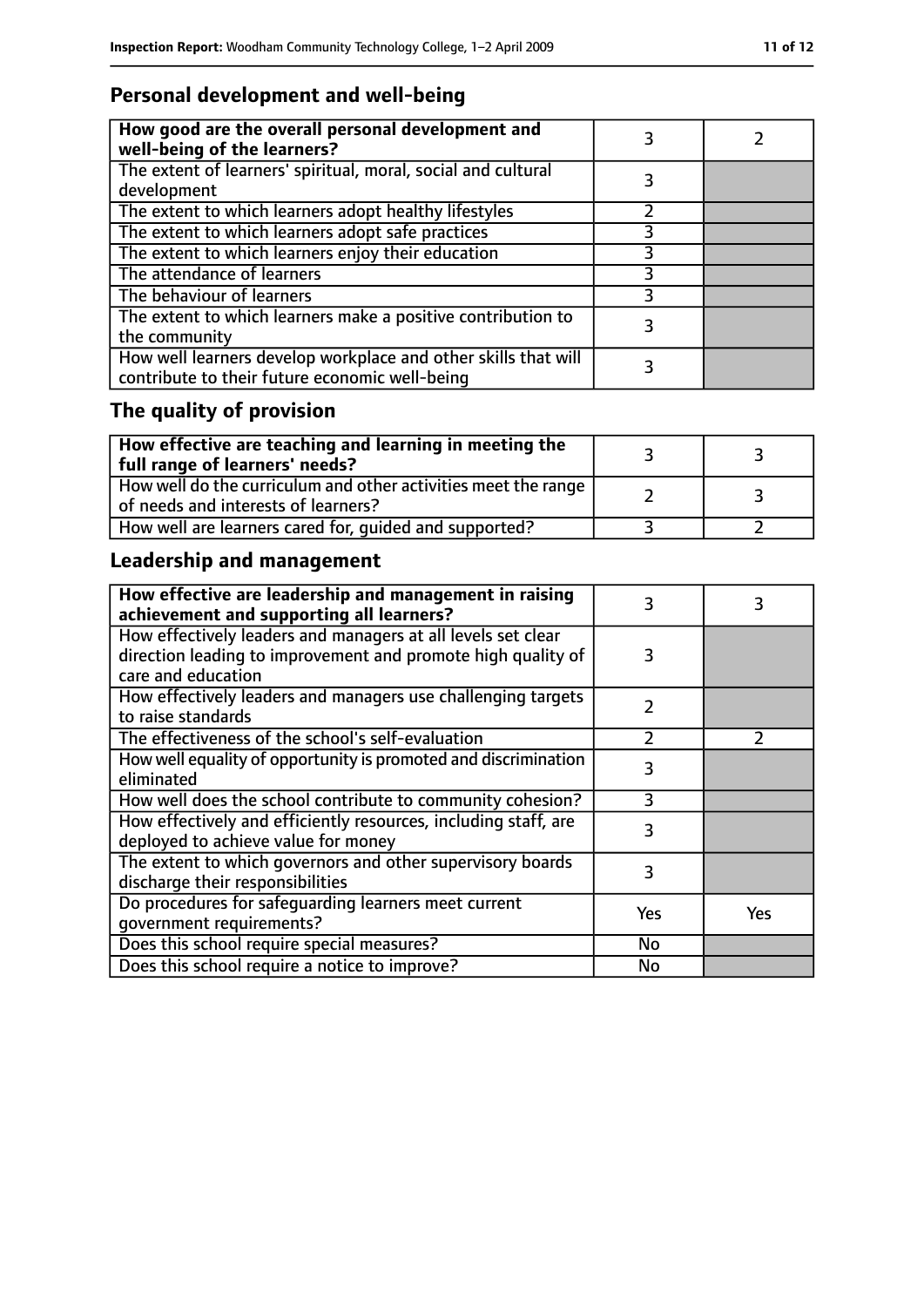## Personal development and well-being

| How good are the overall personal development and well-being of the learners? | 3 | 2 |
|---|---|---|
| The extent of learners' spiritual, moral, social and cultural development | 3 | |
| The extent to which learners adopt healthy lifestyles | 2 | |
| The extent to which learners adopt safe practices | 3 | |
| The extent to which learners enjoy their education | 3 | |
| The attendance of learners | 3 | |
| The behaviour of learners | 3 | |
| The extent to which learners make a positive contribution to the community | 3 | |
| How well learners develop workplace and other skills that will contribute to their future economic well-being | 3 | |

## The quality of provision

| How effective are teaching and learning in meeting the full range of learners' needs? | 3 | 3 |
|---|---|---|
| How well do the curriculum and other activities meet the range of needs and interests of learners? | 2 | 3 |
| How well are learners cared for, guided and supported? | 3 | 2 |

## Leadership and management

| How effective are leadership and management in raising achievement and supporting all learners? | 3 | 3 |
|---|---|---|
| How effectively leaders and managers at all levels set clear direction leading to improvement and promote high quality of care and education | 3 | |
| How effectively leaders and managers use challenging targets to raise standards | 2 | |
| The effectiveness of the school's self-evaluation | 2 | 2 |
| How well equality of opportunity is promoted and discrimination eliminated | 3 | |
| How well does the school contribute to community cohesion? | 3 | |
| How effectively and efficiently resources, including staff, are deployed to achieve value for money | 3 | |
| The extent to which governors and other supervisory boards discharge their responsibilities | 3 | |
| Do procedures for safeguarding learners meet current government requirements? | Yes | Yes |
| Does this school require special measures? | No | |
| Does this school require a notice to improve? | No | |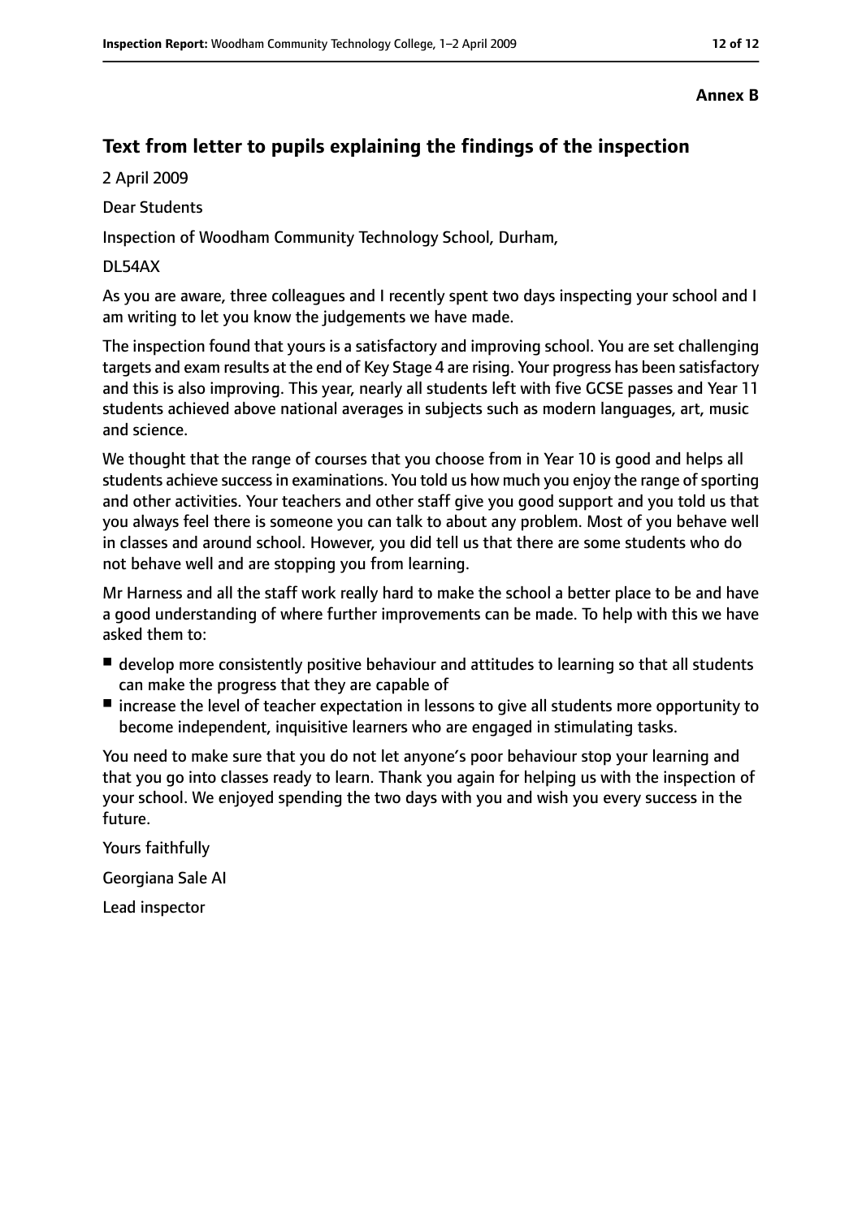**Annex B**

## Text from letter to pupils explaining the findings of the inspection

2 April 2009

Dear Students

Inspection of Woodham Community Technology School, Durham,

DL54AX

As you are aware, three colleagues and I recently spent two days inspecting your school and I am writing to let you know the judgements we have made.

The inspection found that yours is a satisfactory and improving school. You are set challenging targets and exam results at the end of Key Stage 4 are rising. Your progress has been satisfactory and this is also improving. This year, nearly all students left with five GCSE passes and Year 11 students achieved above national averages in subjects such as modern languages, art, music and science.

We thought that the range of courses that you choose from in Year 10 is good and helps all students achieve success in examinations. You told us how much you enjoy the range of sporting and other activities. Your teachers and other staff give you good support and you told us that you always feel there is someone you can talk to about any problem. Most of you behave well in classes and around school. However, you did tell us that there are some students who do not behave well and are stopping you from learning.

Mr Harness and all the staff work really hard to make the school a better place to be and have a good understanding of where further improvements can be made. To help with this we have asked them to:

- develop more consistently positive behaviour and attitudes to learning so that all students can make the progress that they are capable of
- increase the level of teacher expectation in lessons to give all students more opportunity to become independent, inquisitive learners who are engaged in stimulating tasks.

You need to make sure that you do not let anyone's poor behaviour stop your learning and that you go into classes ready to learn. Thank you again for helping us with the inspection of your school. We enjoyed spending the two days with you and wish you every success in the future.

Yours faithfully

Georgiana Sale AI

Lead inspector